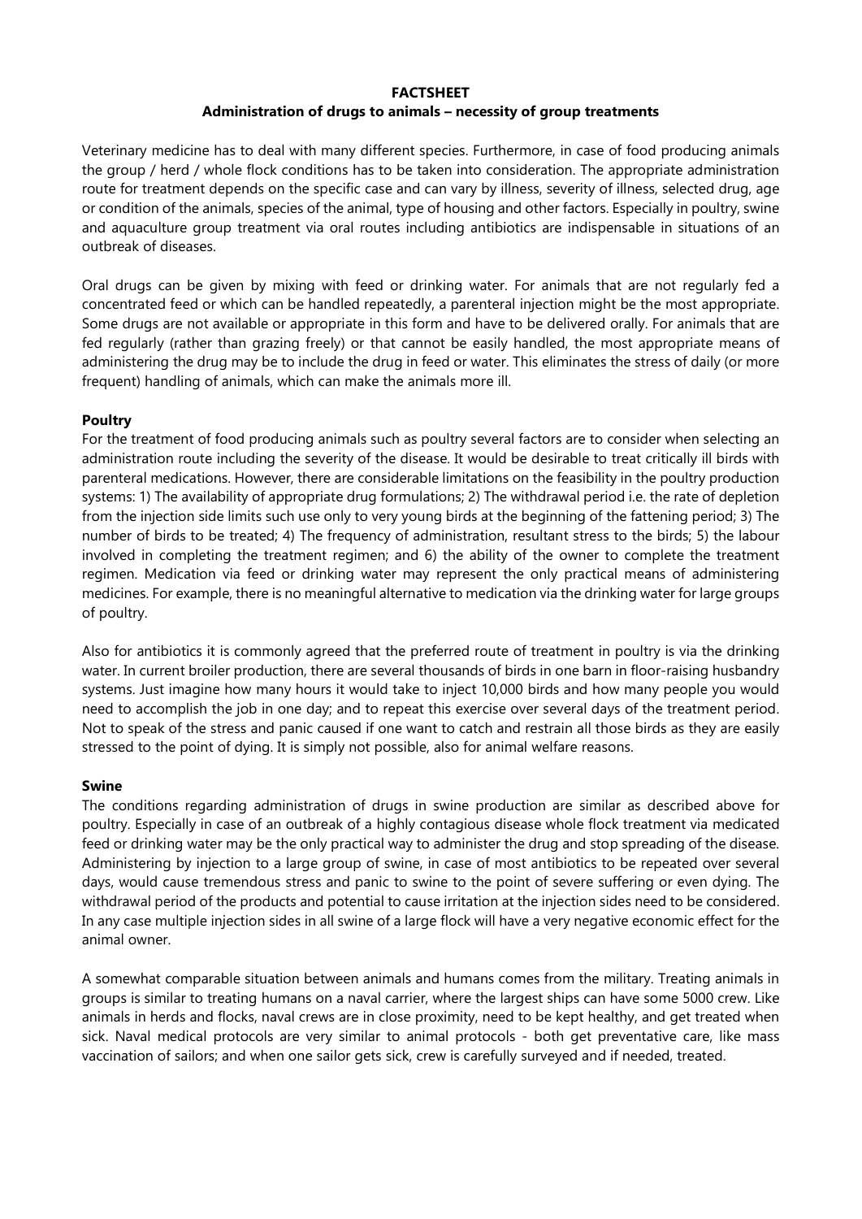**FACTSHEET**

**Administration of drugs to animals – necessity of group treatments**

Veterinary medicine has to deal with many different species. Furthermore, in case of food producing animals the group / herd / whole flock conditions has to be taken into consideration. The appropriate administration route for treatment depends on the specific case and can vary by illness, severity of illness, selected drug, age or condition of the animals, species of the animal, type of housing and other factors. Especially in poultry, swine and aquaculture group treatment via oral routes including antibiotics are indispensable in situations of an outbreak of diseases.

Oral drugs can be given by mixing with feed or drinking water. For animals that are not regularly fed a concentrated feed or which can be handled repeatedly, a parenteral injection might be the most appropriate. Some drugs are not available or appropriate in this form and have to be delivered orally. For animals that are fed regularly (rather than grazing freely) or that cannot be easily handled, the most appropriate means of administering the drug may be to include the drug in feed or water. This eliminates the stress of daily (or more frequent) handling of animals, which can make the animals more ill.

**Poultry**

For the treatment of food producing animals such as poultry several factors are to consider when selecting an administration route including the severity of the disease. It would be desirable to treat critically ill birds with parenteral medications. However, there are considerable limitations on the feasibility in the poultry production systems: 1) The availability of appropriate drug formulations; 2) The withdrawal period i.e. the rate of depletion from the injection side limits such use only to very young birds at the beginning of the fattening period; 3) The number of birds to be treated; 4) The frequency of administration, resultant stress to the birds; 5) the labour involved in completing the treatment regimen; and 6) the ability of the owner to complete the treatment regimen. Medication via feed or drinking water may represent the only practical means of administering medicines. For example, there is no meaningful alternative to medication via the drinking water for large groups of poultry.

Also for antibiotics it is commonly agreed that the preferred route of treatment in poultry is via the drinking water. In current broiler production, there are several thousands of birds in one barn in floor-raising husbandry systems. Just imagine how many hours it would take to inject 10,000 birds and how many people you would need to accomplish the job in one day; and to repeat this exercise over several days of the treatment period. Not to speak of the stress and panic caused if one want to catch and restrain all those birds as they are easily stressed to the point of dying. It is simply not possible, also for animal welfare reasons.

**Swine**

The conditions regarding administration of drugs in swine production are similar as described above for poultry. Especially in case of an outbreak of a highly contagious disease whole flock treatment via medicated feed or drinking water may be the only practical way to administer the drug and stop spreading of the disease. Administering by injection to a large group of swine, in case of most antibiotics to be repeated over several days, would cause tremendous stress and panic to swine to the point of severe suffering or even dying. The withdrawal period of the products and potential to cause irritation at the injection sides need to be considered. In any case multiple injection sides in all swine of a large flock will have a very negative economic effect for the animal owner.

A somewhat comparable situation between animals and humans comes from the military. Treating animals in groups is similar to treating humans on a naval carrier, where the largest ships can have some 5000 crew. Like animals in herds and flocks, naval crews are in close proximity, need to be kept healthy, and get treated when sick. Naval medical protocols are very similar to animal protocols - both get preventative care, like mass vaccination of sailors; and when one sailor gets sick, crew is carefully surveyed and if needed, treated.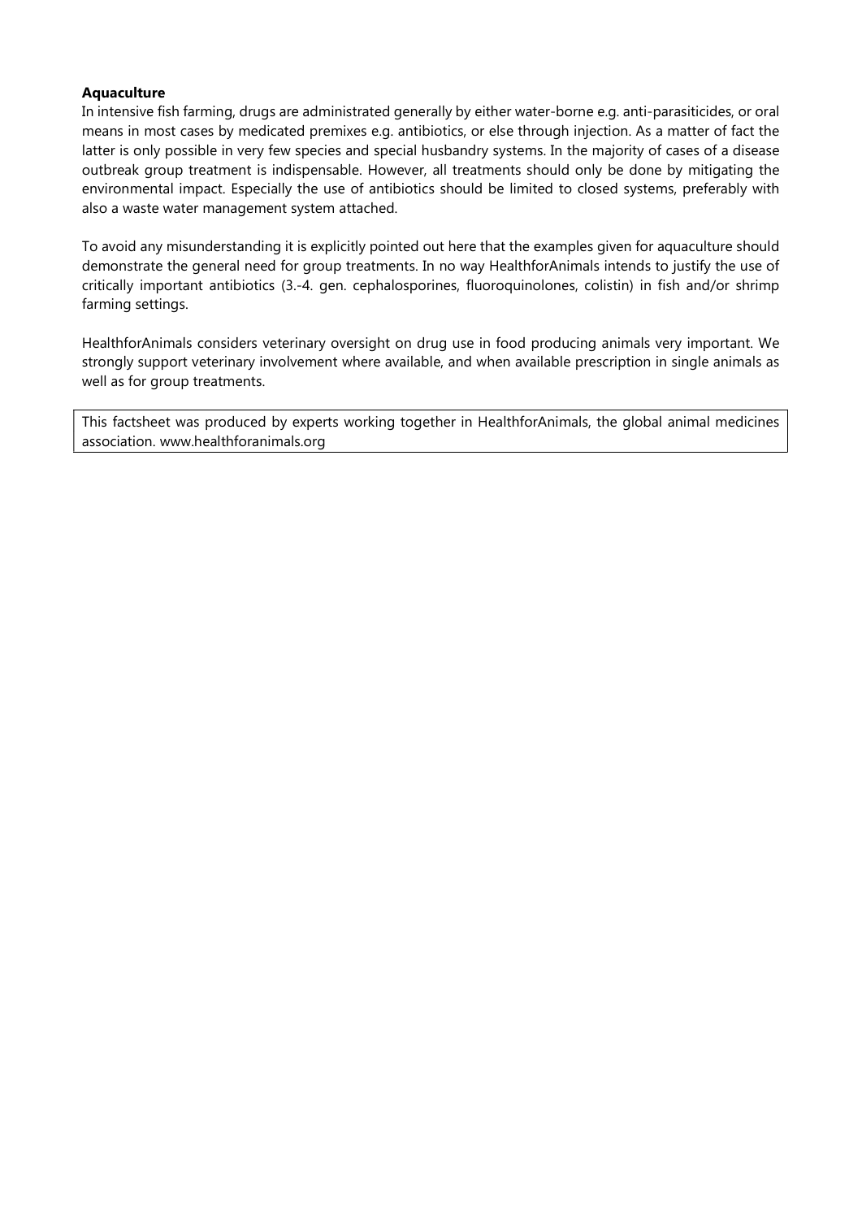**Aquaculture**

In intensive fish farming, drugs are administrated generally by either water-borne e.g. anti-parasiticides, or oral means in most cases by medicated premixes e.g. antibiotics, or else through injection. As a matter of fact the latter is only possible in very few species and special husbandry systems. In the majority of cases of a disease outbreak group treatment is indispensable. However, all treatments should only be done by mitigating the environmental impact. Especially the use of antibiotics should be limited to closed systems, preferably with also a waste water management system attached.

To avoid any misunderstanding it is explicitly pointed out here that the examples given for aquaculture should demonstrate the general need for group treatments. In no way HealthforAnimals intends to justify the use of critically important antibiotics (3.-4. gen. cephalosporines, fluoroquinolones, colistin) in fish and/or shrimp farming settings.

HealthforAnimals considers veterinary oversight on drug use in food producing animals very important. We strongly support veterinary involvement where available, and when available prescription in single animals as well as for group treatments.

This factsheet was produced by experts working together in HealthforAnimals, the global animal medicines association. www.healthforanimals.org